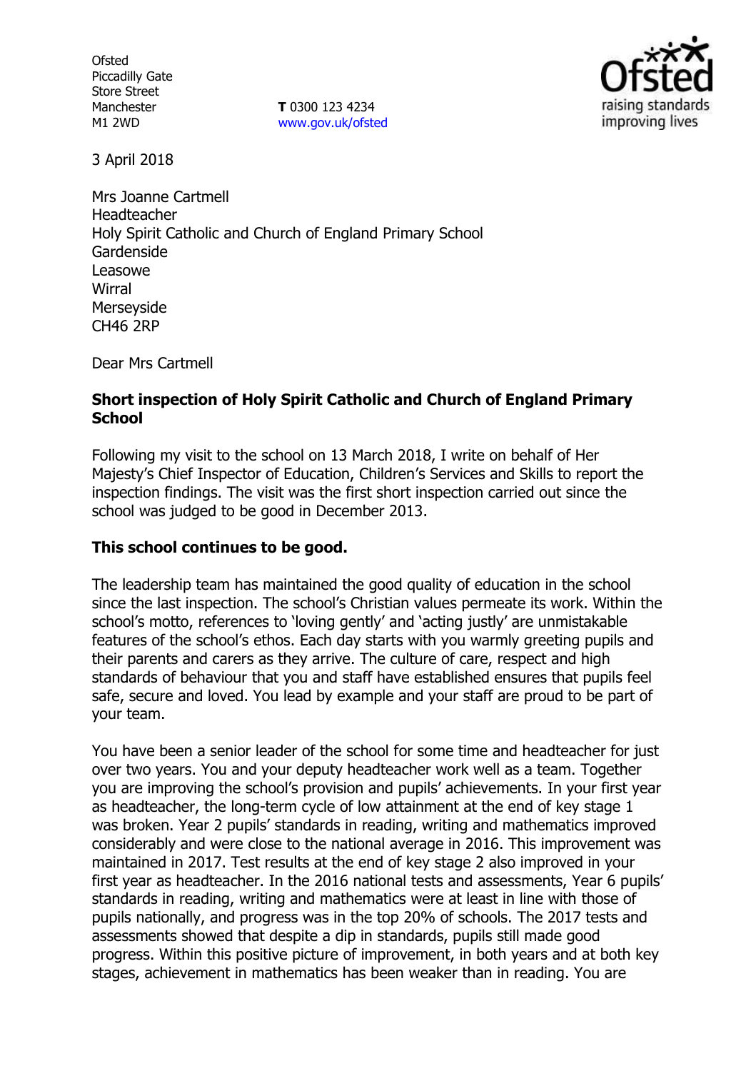Ofsted
Piccadilly Gate
Store Street
Manchester
M1 2WD

**T** 0300 123 4234
www.gov.uk/ofsted

3 April 2018

Mrs Joanne Cartmell
Headteacher
Holy Spirit Catholic and Church of England Primary School
Gardenside
Leasowe
Wirral
Merseyside
CH46 2RP

Dear Mrs Cartmell

**Short inspection of Holy Spirit Catholic and Church of England Primary School**

Following my visit to the school on 13 March 2018, I write on behalf of Her Majesty's Chief Inspector of Education, Children's Services and Skills to report the inspection findings. The visit was the first short inspection carried out since the school was judged to be good in December 2013.

**This school continues to be good.**

The leadership team has maintained the good quality of education in the school since the last inspection. The school's Christian values permeate its work. Within the school's motto, references to 'loving gently' and 'acting justly' are unmistakable features of the school's ethos. Each day starts with you warmly greeting pupils and their parents and carers as they arrive. The culture of care, respect and high standards of behaviour that you and staff have established ensures that pupils feel safe, secure and loved. You lead by example and your staff are proud to be part of your team.

You have been a senior leader of the school for some time and headteacher for just over two years. You and your deputy headteacher work well as a team. Together you are improving the school's provision and pupils' achievements. In your first year as headteacher, the long-term cycle of low attainment at the end of key stage 1 was broken. Year 2 pupils' standards in reading, writing and mathematics improved considerably and were close to the national average in 2016. This improvement was maintained in 2017. Test results at the end of key stage 2 also improved in your first year as headteacher. In the 2016 national tests and assessments, Year 6 pupils' standards in reading, writing and mathematics were at least in line with those of pupils nationally, and progress was in the top 20% of schools. The 2017 tests and assessments showed that despite a dip in standards, pupils still made good progress. Within this positive picture of improvement, in both years and at both key stages, achievement in mathematics has been weaker than in reading. You are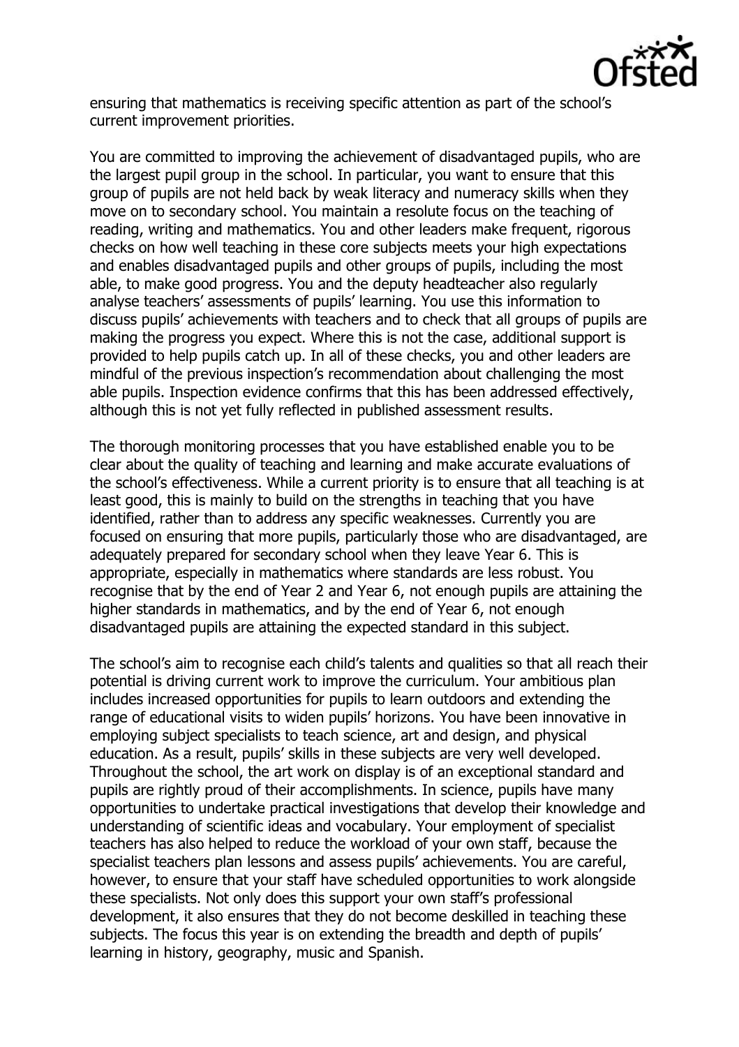ensuring that mathematics is receiving specific attention as part of the school's current improvement priorities.

You are committed to improving the achievement of disadvantaged pupils, who are the largest pupil group in the school. In particular, you want to ensure that this group of pupils are not held back by weak literacy and numeracy skills when they move on to secondary school. You maintain a resolute focus on the teaching of reading, writing and mathematics. You and other leaders make frequent, rigorous checks on how well teaching in these core subjects meets your high expectations and enables disadvantaged pupils and other groups of pupils, including the most able, to make good progress. You and the deputy headteacher also regularly analyse teachers' assessments of pupils' learning. You use this information to discuss pupils' achievements with teachers and to check that all groups of pupils are making the progress you expect. Where this is not the case, additional support is provided to help pupils catch up. In all of these checks, you and other leaders are mindful of the previous inspection's recommendation about challenging the most able pupils. Inspection evidence confirms that this has been addressed effectively, although this is not yet fully reflected in published assessment results.

The thorough monitoring processes that you have established enable you to be clear about the quality of teaching and learning and make accurate evaluations of the school's effectiveness. While a current priority is to ensure that all teaching is at least good, this is mainly to build on the strengths in teaching that you have identified, rather than to address any specific weaknesses. Currently you are focused on ensuring that more pupils, particularly those who are disadvantaged, are adequately prepared for secondary school when they leave Year 6. This is appropriate, especially in mathematics where standards are less robust. You recognise that by the end of Year 2 and Year 6, not enough pupils are attaining the higher standards in mathematics, and by the end of Year 6, not enough disadvantaged pupils are attaining the expected standard in this subject.

The school's aim to recognise each child's talents and qualities so that all reach their potential is driving current work to improve the curriculum. Your ambitious plan includes increased opportunities for pupils to learn outdoors and extending the range of educational visits to widen pupils' horizons. You have been innovative in employing subject specialists to teach science, art and design, and physical education. As a result, pupils' skills in these subjects are very well developed. Throughout the school, the art work on display is of an exceptional standard and pupils are rightly proud of their accomplishments. In science, pupils have many opportunities to undertake practical investigations that develop their knowledge and understanding of scientific ideas and vocabulary. Your employment of specialist teachers has also helped to reduce the workload of your own staff, because the specialist teachers plan lessons and assess pupils' achievements. You are careful, however, to ensure that your staff have scheduled opportunities to work alongside these specialists. Not only does this support your own staff's professional development, it also ensures that they do not become deskilled in teaching these subjects. The focus this year is on extending the breadth and depth of pupils' learning in history, geography, music and Spanish.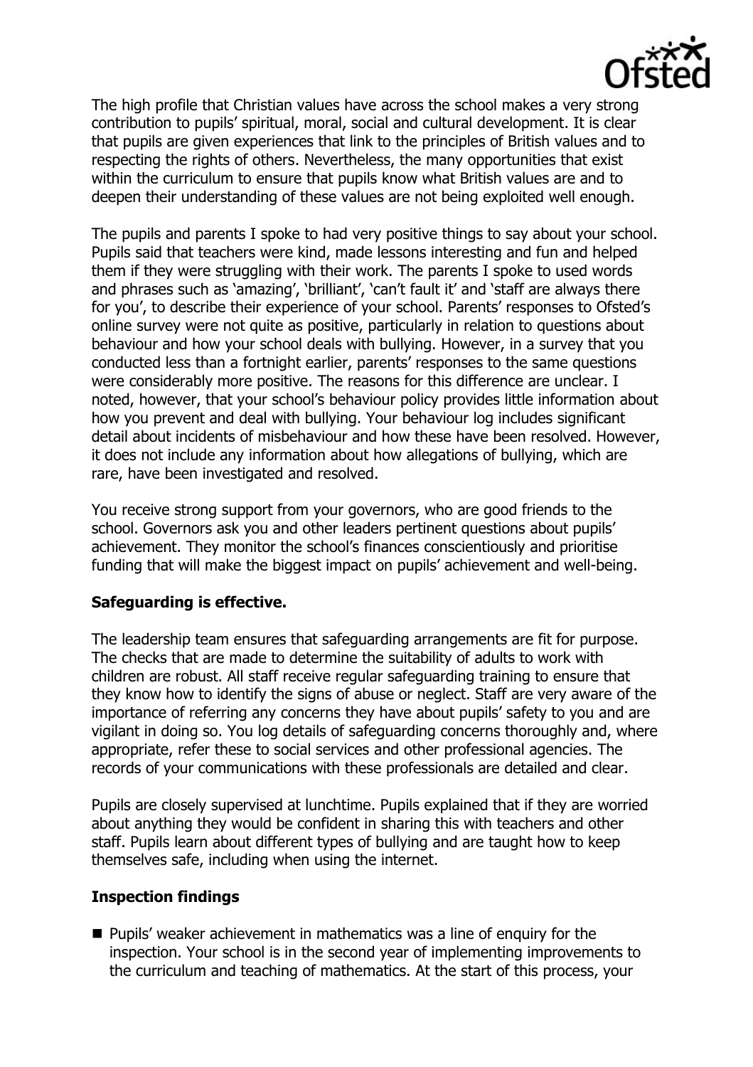The high profile that Christian values have across the school makes a very strong contribution to pupils' spiritual, moral, social and cultural development. It is clear that pupils are given experiences that link to the principles of British values and to respecting the rights of others. Nevertheless, the many opportunities that exist within the curriculum to ensure that pupils know what British values are and to deepen their understanding of these values are not being exploited well enough.

The pupils and parents I spoke to had very positive things to say about your school. Pupils said that teachers were kind, made lessons interesting and fun and helped them if they were struggling with their work. The parents I spoke to used words and phrases such as 'amazing', 'brilliant', 'can't fault it' and 'staff are always there for you', to describe their experience of your school. Parents' responses to Ofsted's online survey were not quite as positive, particularly in relation to questions about behaviour and how your school deals with bullying. However, in a survey that you conducted less than a fortnight earlier, parents' responses to the same questions were considerably more positive. The reasons for this difference are unclear. I noted, however, that your school's behaviour policy provides little information about how you prevent and deal with bullying. Your behaviour log includes significant detail about incidents of misbehaviour and how these have been resolved. However, it does not include any information about how allegations of bullying, which are rare, have been investigated and resolved.

You receive strong support from your governors, who are good friends to the school. Governors ask you and other leaders pertinent questions about pupils' achievement. They monitor the school's finances conscientiously and prioritise funding that will make the biggest impact on pupils' achievement and well-being.

## Safeguarding is effective.

The leadership team ensures that safeguarding arrangements are fit for purpose. The checks that are made to determine the suitability of adults to work with children are robust. All staff receive regular safeguarding training to ensure that they know how to identify the signs of abuse or neglect. Staff are very aware of the importance of referring any concerns they have about pupils' safety to you and are vigilant in doing so. You log details of safeguarding concerns thoroughly and, where appropriate, refer these to social services and other professional agencies. The records of your communications with these professionals are detailed and clear.

Pupils are closely supervised at lunchtime. Pupils explained that if they are worried about anything they would be confident in sharing this with teachers and other staff. Pupils learn about different types of bullying and are taught how to keep themselves safe, including when using the internet.

## Inspection findings

- Pupils' weaker achievement in mathematics was a line of enquiry for the inspection. Your school is in the second year of implementing improvements to the curriculum and teaching of mathematics. At the start of this process, your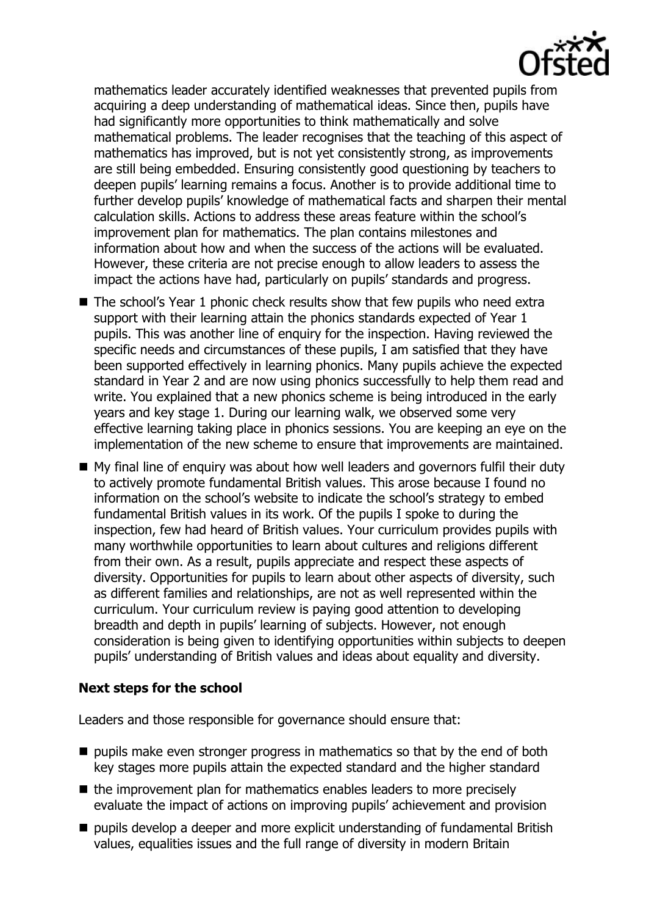mathematics leader accurately identified weaknesses that prevented pupils from acquiring a deep understanding of mathematical ideas. Since then, pupils have had significantly more opportunities to think mathematically and solve mathematical problems. The leader recognises that the teaching of this aspect of mathematics has improved, but is not yet consistently strong, as improvements are still being embedded. Ensuring consistently good questioning by teachers to deepen pupils' learning remains a focus. Another is to provide additional time to further develop pupils' knowledge of mathematical facts and sharpen their mental calculation skills. Actions to address these areas feature within the school's improvement plan for mathematics. The plan contains milestones and information about how and when the success of the actions will be evaluated. However, these criteria are not precise enough to allow leaders to assess the impact the actions have had, particularly on pupils' standards and progress.

- The school's Year 1 phonic check results show that few pupils who need extra support with their learning attain the phonics standards expected of Year 1 pupils. This was another line of enquiry for the inspection. Having reviewed the specific needs and circumstances of these pupils, I am satisfied that they have been supported effectively in learning phonics. Many pupils achieve the expected standard in Year 2 and are now using phonics successfully to help them read and write. You explained that a new phonics scheme is being introduced in the early years and key stage 1. During our learning walk, we observed some very effective learning taking place in phonics sessions. You are keeping an eye on the implementation of the new scheme to ensure that improvements are maintained.
- My final line of enquiry was about how well leaders and governors fulfil their duty to actively promote fundamental British values. This arose because I found no information on the school's website to indicate the school's strategy to embed fundamental British values in its work. Of the pupils I spoke to during the inspection, few had heard of British values. Your curriculum provides pupils with many worthwhile opportunities to learn about cultures and religions different from their own. As a result, pupils appreciate and respect these aspects of diversity. Opportunities for pupils to learn about other aspects of diversity, such as different families and relationships, are not as well represented within the curriculum. Your curriculum review is paying good attention to developing breadth and depth in pupils' learning of subjects. However, not enough consideration is being given to identifying opportunities within subjects to deepen pupils' understanding of British values and ideas about equality and diversity.

### Next steps for the school

Leaders and those responsible for governance should ensure that:

- pupils make even stronger progress in mathematics so that by the end of both key stages more pupils attain the expected standard and the higher standard
- the improvement plan for mathematics enables leaders to more precisely evaluate the impact of actions on improving pupils' achievement and provision
- pupils develop a deeper and more explicit understanding of fundamental British values, equalities issues and the full range of diversity in modern Britain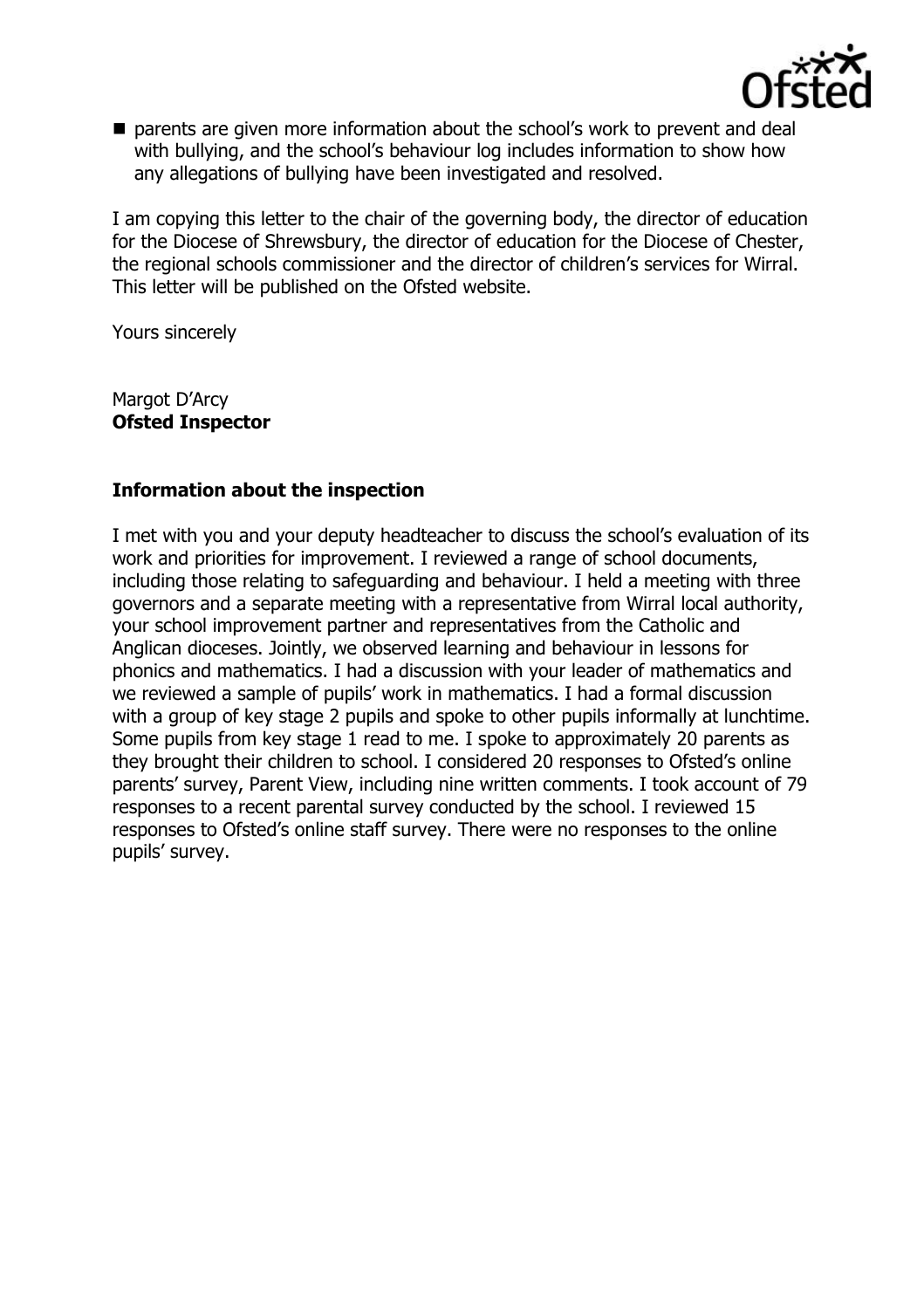- parents are given more information about the school's work to prevent and deal with bullying, and the school's behaviour log includes information to show how any allegations of bullying have been investigated and resolved.

I am copying this letter to the chair of the governing body, the director of education for the Diocese of Shrewsbury, the director of education for the Diocese of Chester, the regional schools commissioner and the director of children's services for Wirral. This letter will be published on the Ofsted website.

Yours sincerely

Margot D'Arcy
**Ofsted Inspector**

### Information about the inspection

I met with you and your deputy headteacher to discuss the school's evaluation of its work and priorities for improvement. I reviewed a range of school documents, including those relating to safeguarding and behaviour. I held a meeting with three governors and a separate meeting with a representative from Wirral local authority, your school improvement partner and representatives from the Catholic and Anglican dioceses. Jointly, we observed learning and behaviour in lessons for phonics and mathematics. I had a discussion with your leader of mathematics and we reviewed a sample of pupils' work in mathematics. I had a formal discussion with a group of key stage 2 pupils and spoke to other pupils informally at lunchtime. Some pupils from key stage 1 read to me. I spoke to approximately 20 parents as they brought their children to school. I considered 20 responses to Ofsted's online parents' survey, Parent View, including nine written comments. I took account of 79 responses to a recent parental survey conducted by the school. I reviewed 15 responses to Ofsted's online staff survey. There were no responses to the online pupils' survey.